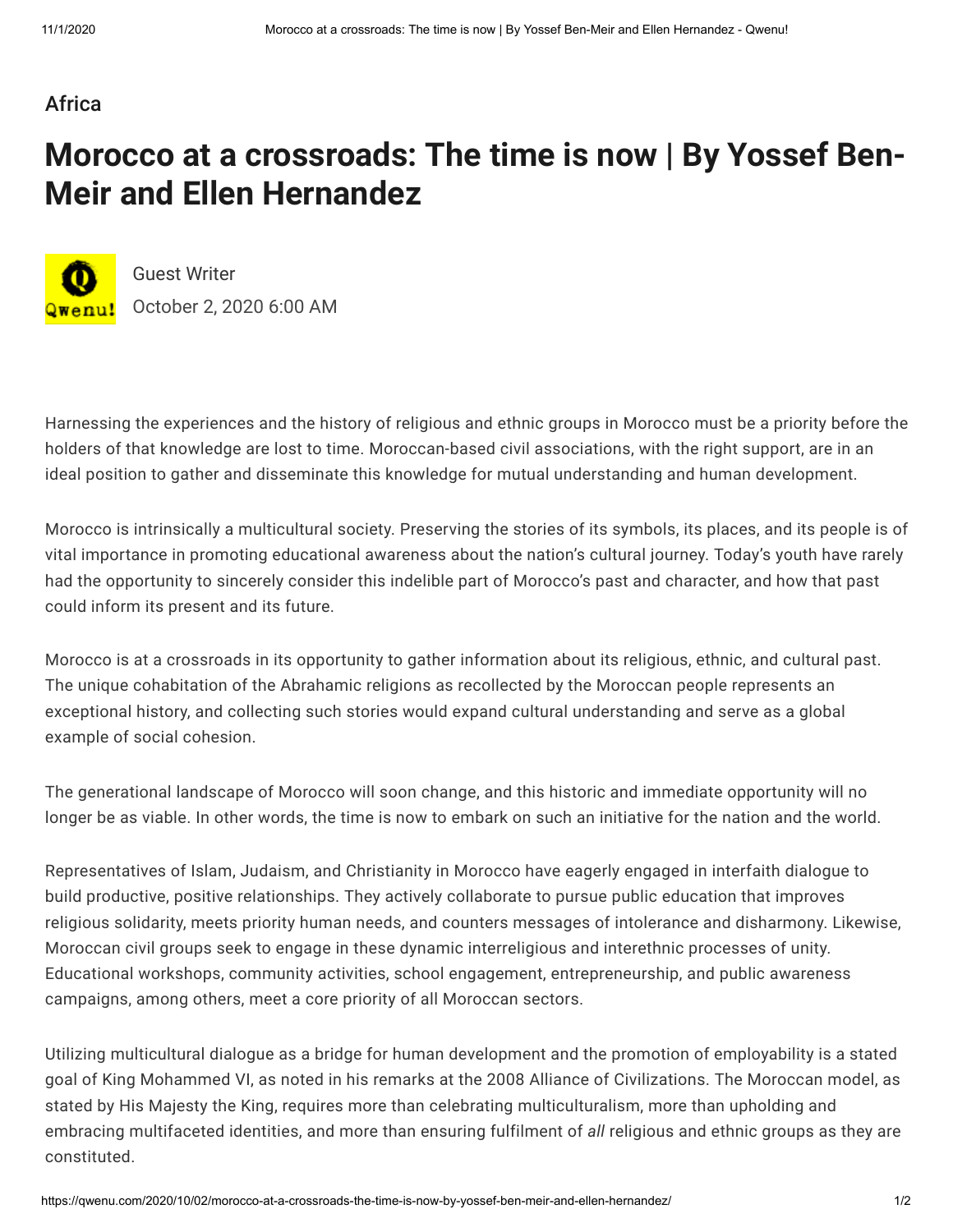Africa

# Morocco at a crossroads: The time is now | By Yossef Ben-Meir and Ellen Hernandez

Guest Writer

October 2, 2020 6:00 AM

Harnessing the experiences and the history of religious and ethnic groups in Morocco must be a priority before the holders of that knowledge are lost to time. Moroccan-based civil associations, with the right support, are in an ideal position to gather and disseminate this knowledge for mutual understanding and human development.

Morocco is intrinsically a multicultural society. Preserving the stories of its symbols, its places, and its people is of vital importance in promoting educational awareness about the nation's cultural journey. Today's youth have rarely had the opportunity to sincerely consider this indelible part of Morocco's past and character, and how that past could inform its present and its future.

Morocco is at a crossroads in its opportunity to gather information about its religious, ethnic, and cultural past. The unique cohabitation of the Abrahamic religions as recollected by the Moroccan people represents an exceptional history, and collecting such stories would expand cultural understanding and serve as a global example of social cohesion.

The generational landscape of Morocco will soon change, and this historic and immediate opportunity will no longer be as viable. In other words, the time is now to embark on such an initiative for the nation and the world.

Representatives of Islam, Judaism, and Christianity in Morocco have eagerly engaged in interfaith dialogue to build productive, positive relationships. They actively collaborate to pursue public education that improves religious solidarity, meets priority human needs, and counters messages of intolerance and disharmony. Likewise, Moroccan civil groups seek to engage in these dynamic interreligious and interethnic processes of unity. Educational workshops, community activities, school engagement, entrepreneurship, and public awareness campaigns, among others, meet a core priority of all Moroccan sectors.

Utilizing multicultural dialogue as a bridge for human development and the promotion of employability is a stated goal of King Mohammed VI, as noted in his remarks at the 2008 Alliance of Civilizations. The Moroccan model, as stated by His Majesty the King, requires more than celebrating multiculturalism, more than upholding and embracing multifaceted identities, and more than ensuring fulfilment of *all* religious and ethnic groups as they are constituted.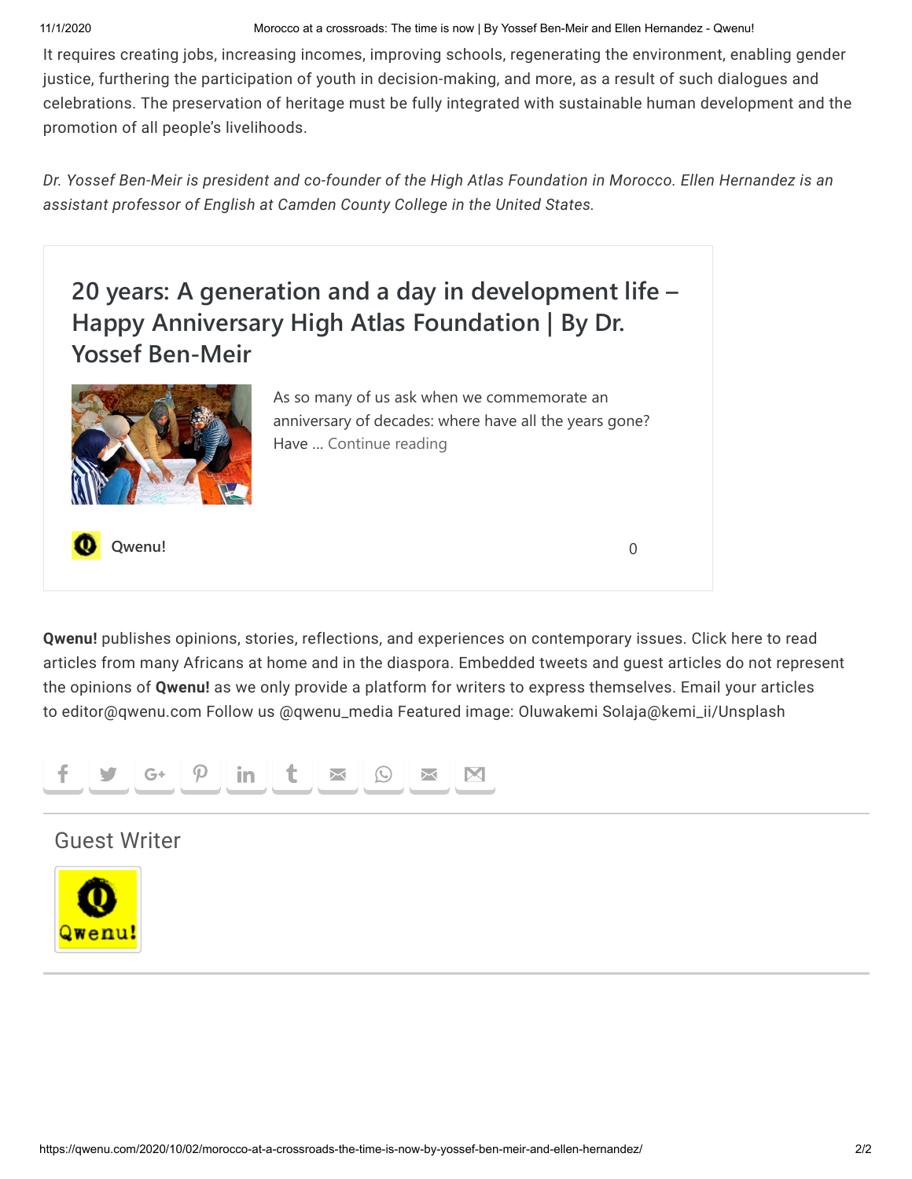It requires creating jobs, increasing incomes, improving schools, regenerating the environment, enabling gender justice, furthering the participation of youth in decision-making, and more, as a result of such dialogues and celebrations. The preservation of heritage must be fully integrated with sustainable human development and the promotion of all people's livelihoods.

*Dr. Yossef Ben-Meir is president and co-founder of the High Atlas Foundation in Morocco. Ellen Hernandez is an assistant professor of English at Camden County College in the United States.*

## 20 years: A generation and a day in development life – Happy Anniversary High Atlas Foundation | By Dr. Yossef Ben-Meir

As so many of us ask when we commemorate an anniversary of decades: where have all the years gone? Have … Continue reading

Qwenu!

0

**Qwenu!** publishes opinions, stories, reflections, and experiences on contemporary issues. Click here to read articles from many Africans at home and in the diaspora. Embedded tweets and guest articles do not represent the opinions of **Qwenu!** as we only provide a platform for writers to express themselves. Email your articles to editor@qwenu.com Follow us @qwenu_media Featured image: Oluwakemi Solaja@kemi_ii/Unsplash

Guest Writer